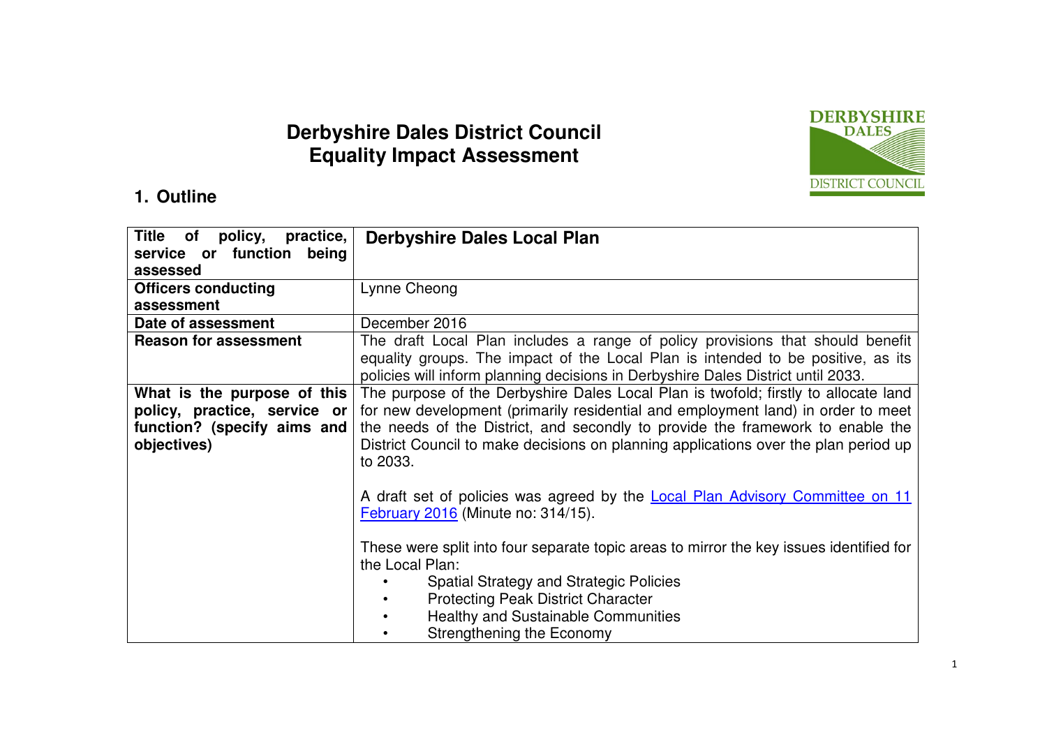# Derbyshire Dales District Council
# Equality Impact Assessment

## 1. Outline

| | |
|---|---|
| **Title of policy, practice, service or function being assessed** | **Derbyshire Dales Local Plan** |
| **Officers conducting assessment** | Lynne Cheong |
| **Date of assessment** | December 2016 |
| **Reason for assessment** | The draft Local Plan includes a range of policy provisions that should benefit equality groups. The impact of the Local Plan is intended to be positive, as its policies will inform planning decisions in Derbyshire Dales District until 2033. |
| **What is the purpose of this policy, practice, service or function? (specify aims and objectives)** | The purpose of the Derbyshire Dales Local Plan is twofold; firstly to allocate land for new development (primarily residential and employment land) in order to meet the needs of the District, and secondly to provide the framework to enable the District Council to make decisions on planning applications over the plan period up to 2033.<br><br>A draft set of policies was agreed by the Local Plan Advisory Committee on 11 February 2016 (Minute no: 314/15).<br><br>These were split into four separate topic areas to mirror the key issues identified for the Local Plan:<br>• Spatial Strategy and Strategic Policies<br>• Protecting Peak District Character<br>• Healthy and Sustainable Communities<br>• Strengthening the Economy |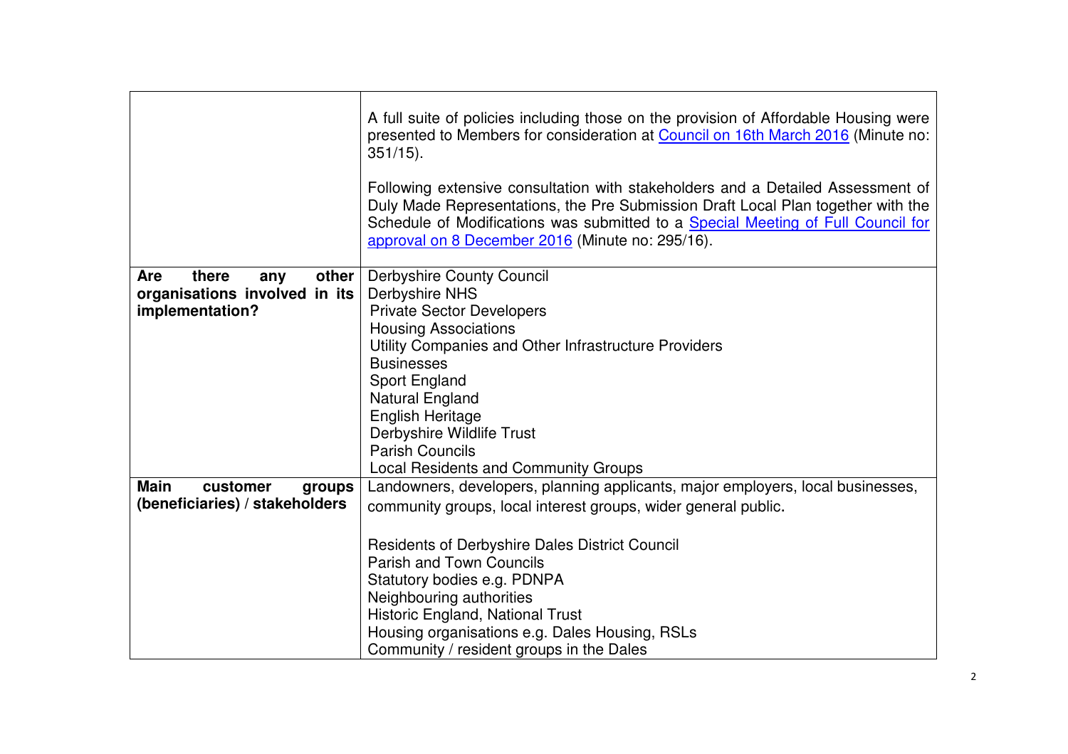| | |
|---|---|
| | A full suite of policies including those on the provision of Affordable Housing were presented to Members for consideration at [Council on 16th March 2016] (Minute no: 351/15).<br><br>Following extensive consultation with stakeholders and a Detailed Assessment of Duly Made Representations, the Pre Submission Draft Local Plan together with the Schedule of Modifications was submitted to a [Special Meeting of Full Council for approval on 8 December 2016] (Minute no: 295/16). |
| **Are there any other organisations involved in its implementation?** | Derbyshire County Council<br>Derbyshire NHS<br>Private Sector Developers<br>Housing Associations<br>Utility Companies and Other Infrastructure Providers<br>Businesses<br>Sport England<br>Natural England<br>English Heritage<br>Derbyshire Wildlife Trust<br>Parish Councils<br>Local Residents and Community Groups |
| **Main customer groups (beneficiaries) / stakeholders** | Landowners, developers, planning applicants, major employers, local businesses, community groups, local interest groups, wider general public.<br><br>Residents of Derbyshire Dales District Council<br>Parish and Town Councils<br>Statutory bodies e.g. PDNPA<br>Neighbouring authorities<br>Historic England, National Trust<br>Housing organisations e.g. Dales Housing, RSLs<br>Community / resident groups in the Dales |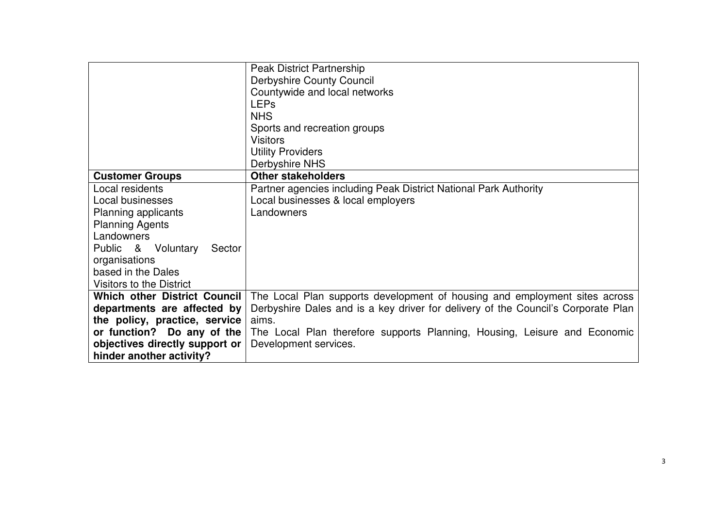| | |
|---|---|
| | Peak District Partnership<br>Derbyshire County Council<br>Countywide and local networks<br>LEPs<br>NHS<br>Sports and recreation groups<br>Visitors<br>Utility Providers<br>Derbyshire NHS |
| **Customer Groups** | **Other stakeholders** |
| Local residents<br>Local businesses<br>Planning applicants<br>Planning Agents<br>Landowners<br>Public & Voluntary Sector organisations<br>based in the Dales<br>Visitors to the District | Partner agencies including Peak District National Park Authority<br>Local businesses & local employers<br>Landowners |
| **Which other District Council departments are affected by the policy, practice, service or function? Do any of the objectives directly support or hinder another activity?** | The Local Plan supports development of housing and employment sites across Derbyshire Dales and is a key driver for delivery of the Council's Corporate Plan aims.<br>The Local Plan therefore supports Planning, Housing, Leisure and Economic Development services. |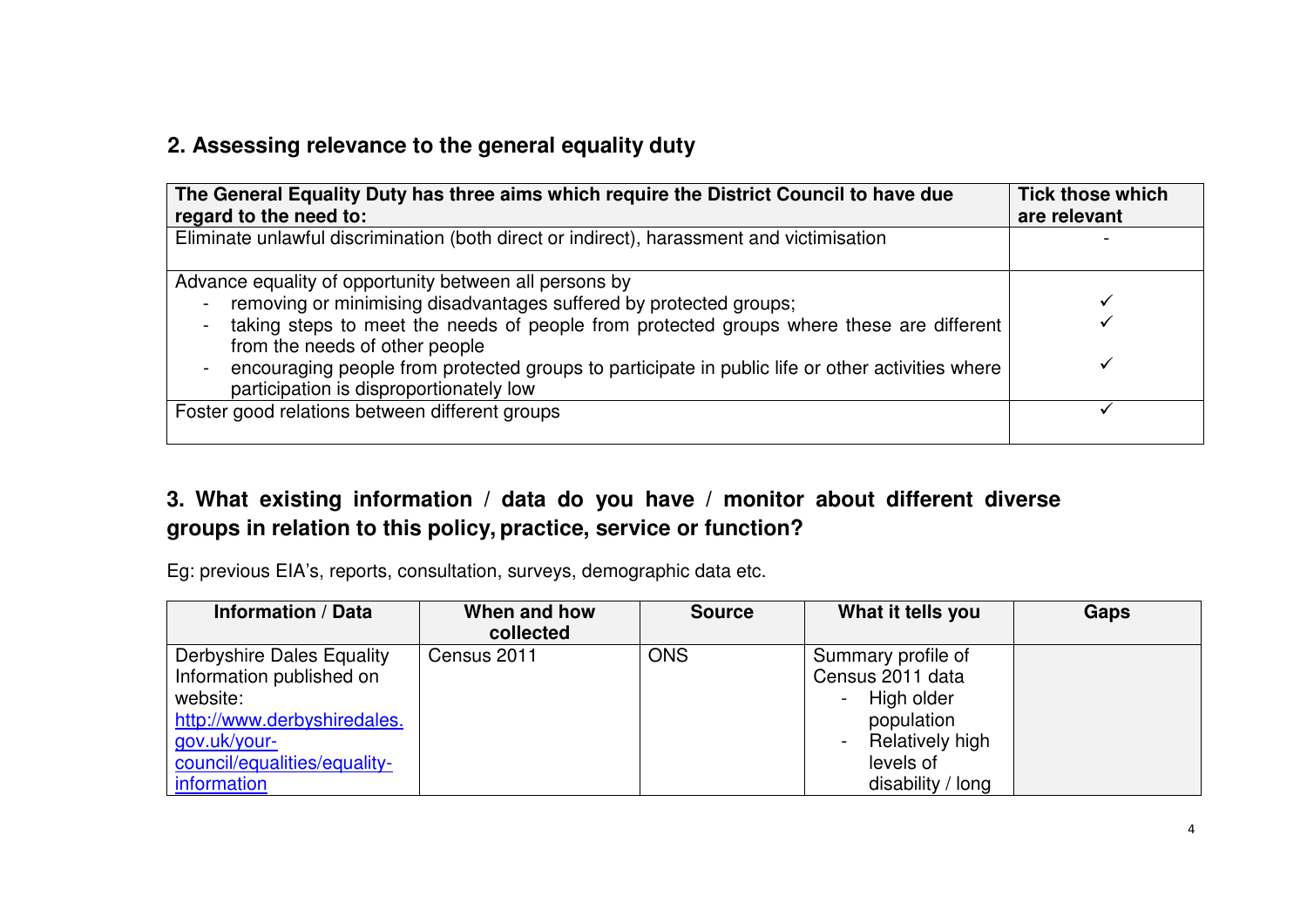## 2. Assessing relevance to the general equality duty

| The General Equality Duty has three aims which require the District Council to have due regard to the need to: | Tick those which are relevant |
|---|---|
| Eliminate unlawful discrimination (both direct or indirect), harassment and victimisation | - |
| Advance equality of opportunity between all persons by<br>- removing or minimising disadvantages suffered by protected groups;<br>- taking steps to meet the needs of people from protected groups where these are different from the needs of other people<br>- encouraging people from protected groups to participate in public life or other activities where participation is disproportionately low | <br>✓<br>✓<br><br>✓ |
| Foster good relations between different groups | ✓ |

## 3. What existing information / data do you have / monitor about different diverse groups in relation to this policy, practice, service or function?

Eg: previous EIA's, reports, consultation, surveys, demographic data etc.

| Information / Data | When and how collected | Source | What it tells you | Gaps |
|---|---|---|---|---|
| Derbyshire Dales Equality Information published on website: [http://www.derbyshiredales.gov.uk/your-council/equalities/equality-information](http://www.derbyshiredales.gov.uk/your-council/equalities/equality-information) | Census 2011 | ONS | Summary profile of Census 2011 data<br>- High older population<br>- Relatively high levels of disability / long | |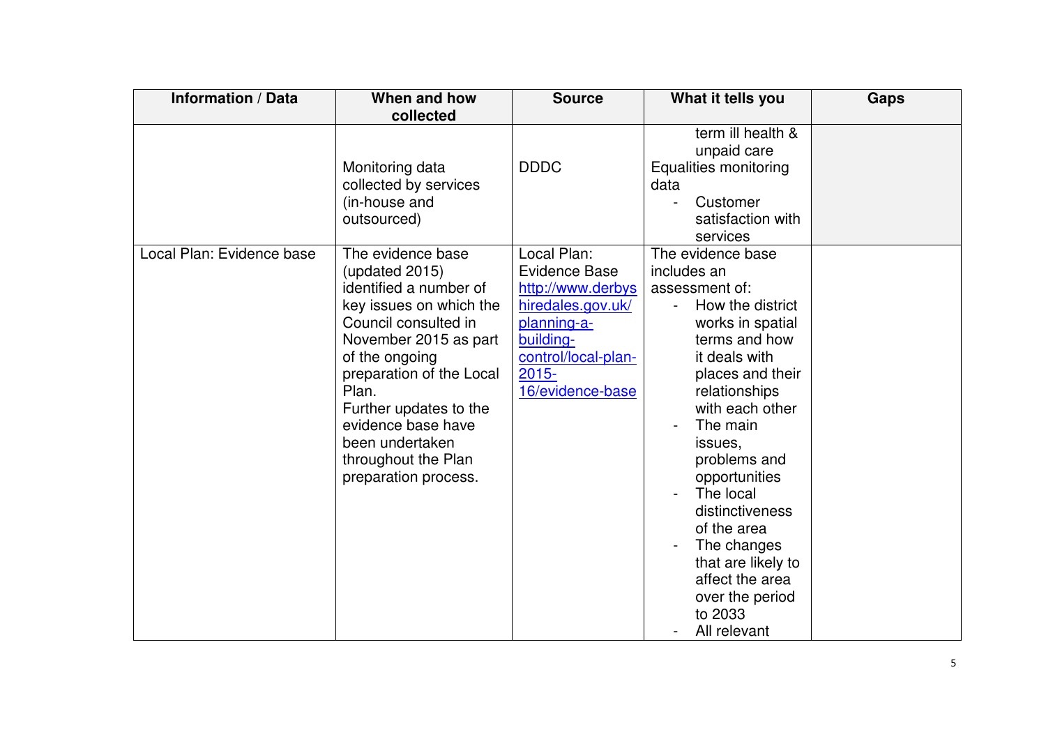| Information / Data | When and how collected | Source | What it tells you | Gaps |
|---|---|---|---|---|
| | Monitoring data collected by services (in-house and outsourced) | DDDC | term ill health & unpaid care<br>Equalities monitoring data<br>- Customer satisfaction with services | |
| Local Plan: Evidence base | The evidence base (updated 2015) identified a number of key issues on which the Council consulted in November 2015 as part of the ongoing preparation of the Local Plan.<br>Further updates to the evidence base have been undertaken throughout the Plan preparation process. | Local Plan: Evidence Base [http://www.derbyshiredales.gov.uk/planning-a-building-control/local-plan-2015-16/evidence-base](http://www.derbyshiredales.gov.uk/planning-a-building-control/local-plan-2015-16/evidence-base) | The evidence base includes an assessment of:<br>- How the district works in spatial terms and how it deals with places and their relationships with each other<br>- The main issues, problems and opportunities<br>- The local distinctiveness of the area<br>- The changes that are likely to affect the area over the period to 2033<br>- All relevant | |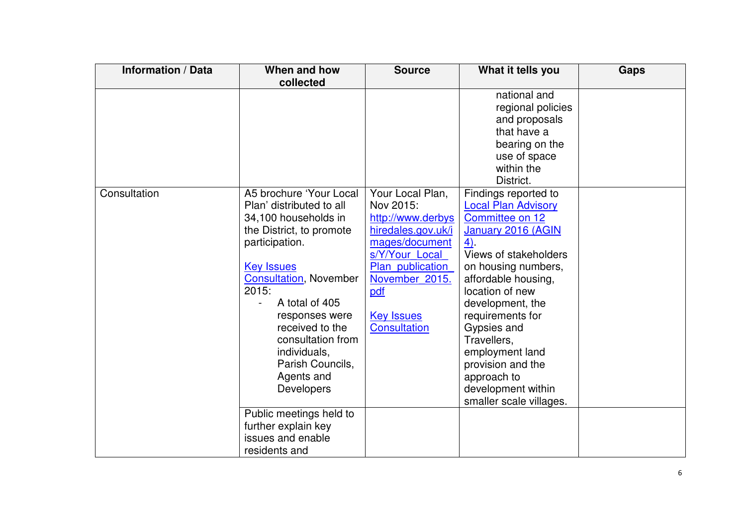| Information / Data | When and how collected | Source | What it tells you | Gaps |
|---|---|---|---|---|
| | | | national and regional policies and proposals that have a bearing on the use of space within the District. | |
| Consultation | A5 brochure 'Your Local Plan' distributed to all 34,100 households in the District, to promote participation.<br><br>Key Issues Consultation, November 2015:<br>- A total of 405 responses were received to the consultation from individuals, Parish Councils, Agents and Developers | Your Local Plan, Nov 2015: http://www.derbyshiredales.gov.uk/images/documents/Y/Your_Local_Plan_publication_November_2015.pdf<br><br>Key Issues Consultation | Findings reported to Local Plan Advisory Committee on 12 January 2016 (AGIN 4).<br>Views of stakeholders on housing numbers, affordable housing, location of new development, the requirements for Gypsies and Travellers, employment land provision and the approach to development within smaller scale villages. | |
| | Public meetings held to further explain key issues and enable residents and | | | |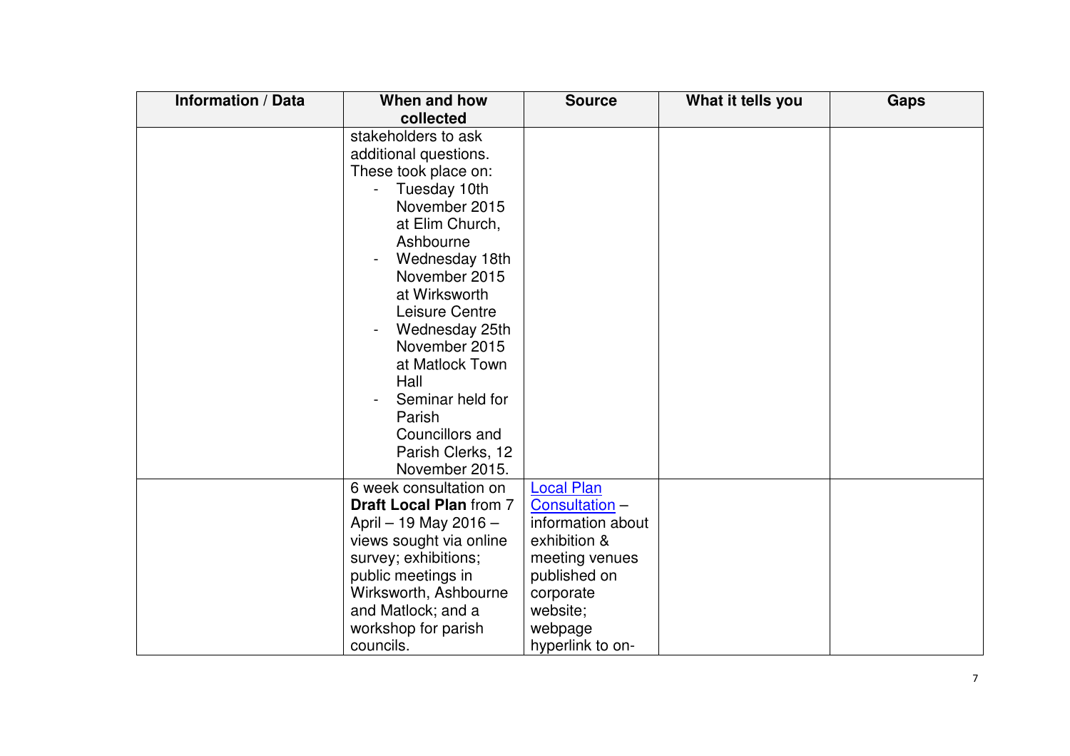| Information / Data | When and how collected | Source | What it tells you | Gaps |
|---|---|---|---|---|
| | stakeholders to ask additional questions. These took place on:<br>- Tuesday 10th November 2015 at Elim Church, Ashbourne<br>- Wednesday 18th November 2015 at Wirksworth Leisure Centre<br>- Wednesday 25th November 2015 at Matlock Town Hall<br>- Seminar held for Parish Councillors and Parish Clerks, 12 November 2015. | | | |
| | 6 week consultation on **Draft Local Plan** from 7 April – 19 May 2016 – views sought via online survey; exhibitions; public meetings in Wirksworth, Ashbourne and Matlock; and a workshop for parish councils. | Local Plan Consultation – information about exhibition & meeting venues published on corporate website; webpage hyperlink to on- | | |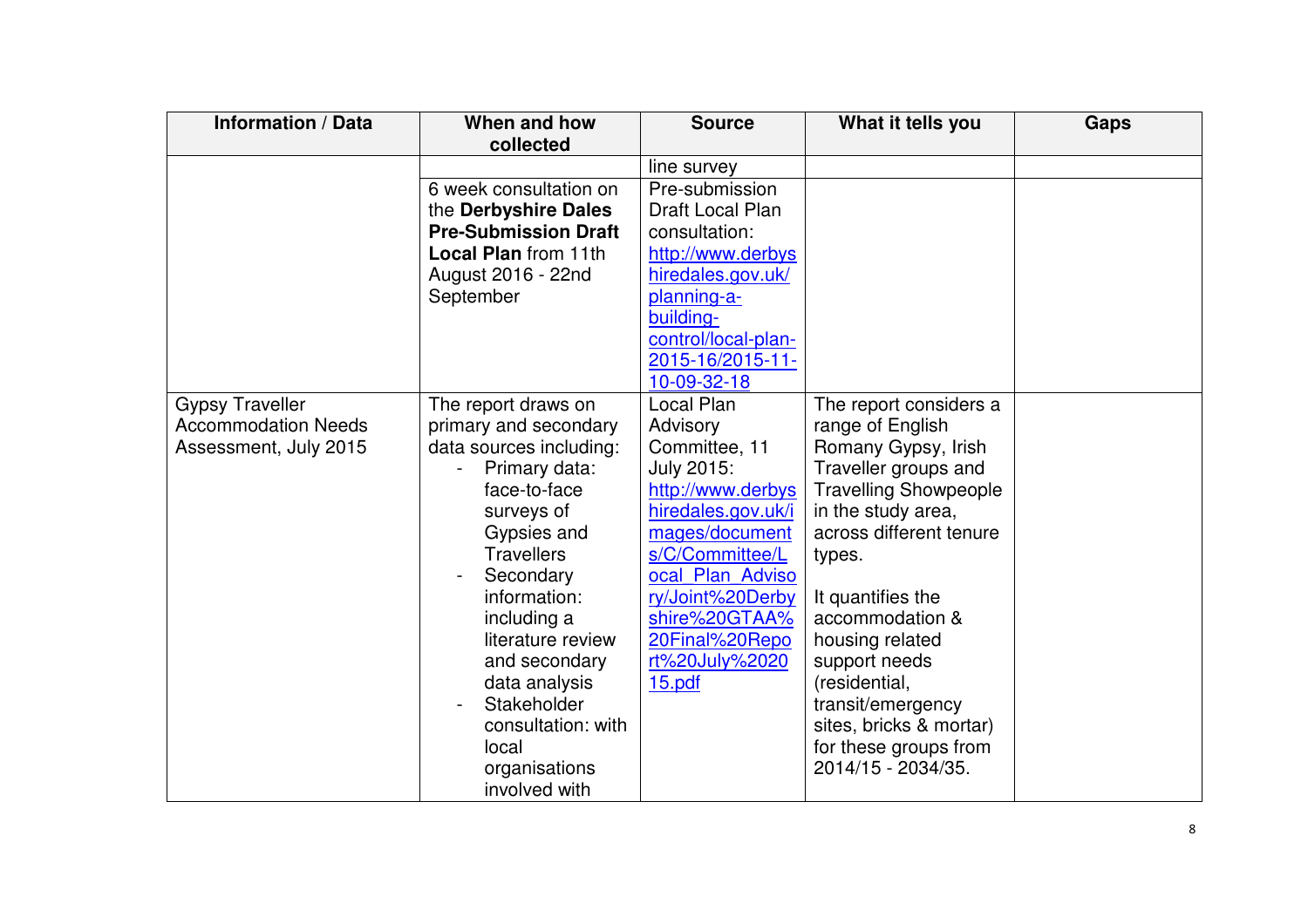| Information / Data | When and how collected | Source | What it tells you | Gaps |
|---|---|---|---|---|
| | | line survey | | |
| | 6 week consultation on the **Derbyshire Dales Pre-Submission Draft Local Plan** from 11th August 2016 - 22nd September | Pre-submission Draft Local Plan consultation: http://www.derbyshiredales.gov.uk/planning-a-building-control/local-plan-2015-16/2015-11-10-09-32-18 | | |
| Gypsy Traveller Accommodation Needs Assessment, July 2015 | The report draws on primary and secondary data sources including:<br>- Primary data: face-to-face surveys of Gypsies and Travellers<br>- Secondary information: including a literature review and secondary data analysis<br>- Stakeholder consultation: with local organisations involved with | Local Plan Advisory Committee, 11 July 2015: http://www.derbyshiredales.gov.uk/images/documents/C/Committee/Local_Plan_Advisory/Joint%20Derbyshire%20GTAA%20Final%20Report%20July%202015.pdf | The report considers a range of English Romany Gypsy, Irish Traveller groups and Travelling Showpeople in the study area, across different tenure types.<br><br>It quantifies the accommodation & housing related support needs (residential, transit/emergency sites, bricks & mortar) for these groups from 2014/15 - 2034/35. | |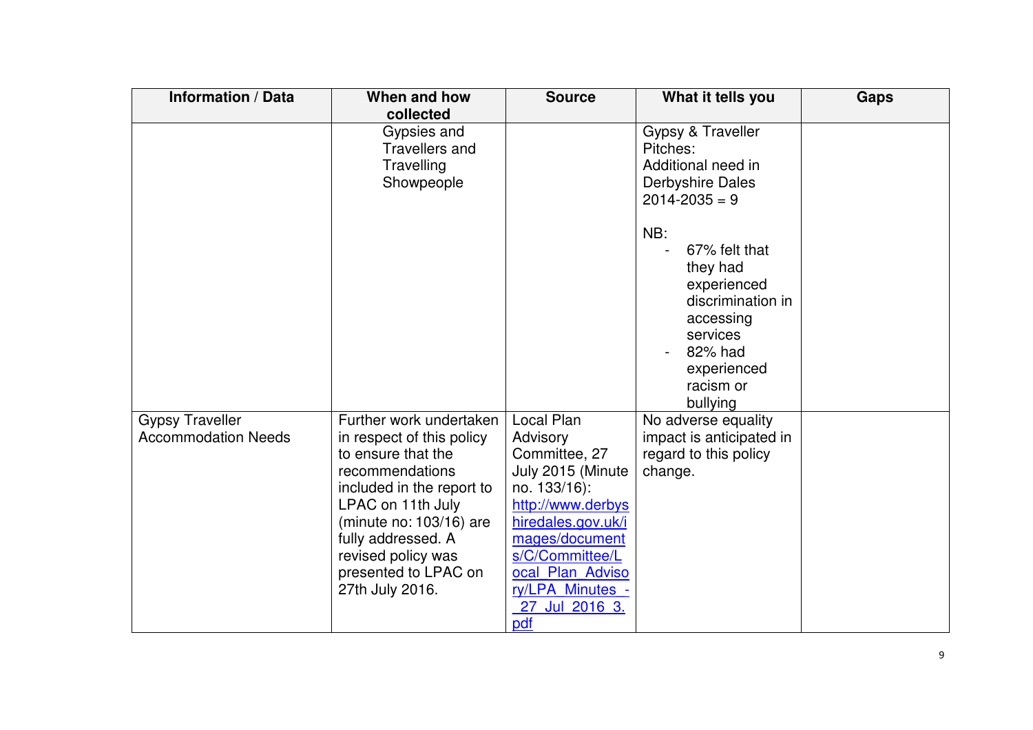| Information / Data | When and how collected | Source | What it tells you | Gaps |
|---|---|---|---|---|
| | Gypsies and Travellers and Travelling Showpeople | | Gypsy & Traveller Pitches:<br>Additional need in Derbyshire Dales 2014-2035 = 9<br><br>NB:<br>- 67% felt that they had experienced discrimination in accessing services<br>- 82% had experienced racism or bullying | |
| Gypsy Traveller Accommodation Needs | Further work undertaken in respect of this policy to ensure that the recommendations included in the report to LPAC on 11th July (minute no: 103/16) are fully addressed. A revised policy was presented to LPAC on 27th July 2016. | Local Plan Advisory Committee, 27 July 2015 (Minute no. 133/16): [http://www.derbyshiredales.gov.uk/images/documents/C/Committee/Local_Plan_Advisory/LPA_Minutes_-_27_Jul_2016_3.pdf](http://www.derbyshiredales.gov.uk/images/documents/C/Committee/Local_Plan_Advisory/LPA_Minutes_-_27_Jul_2016_3.pdf) | No adverse equality impact is anticipated in regard to this policy change. | |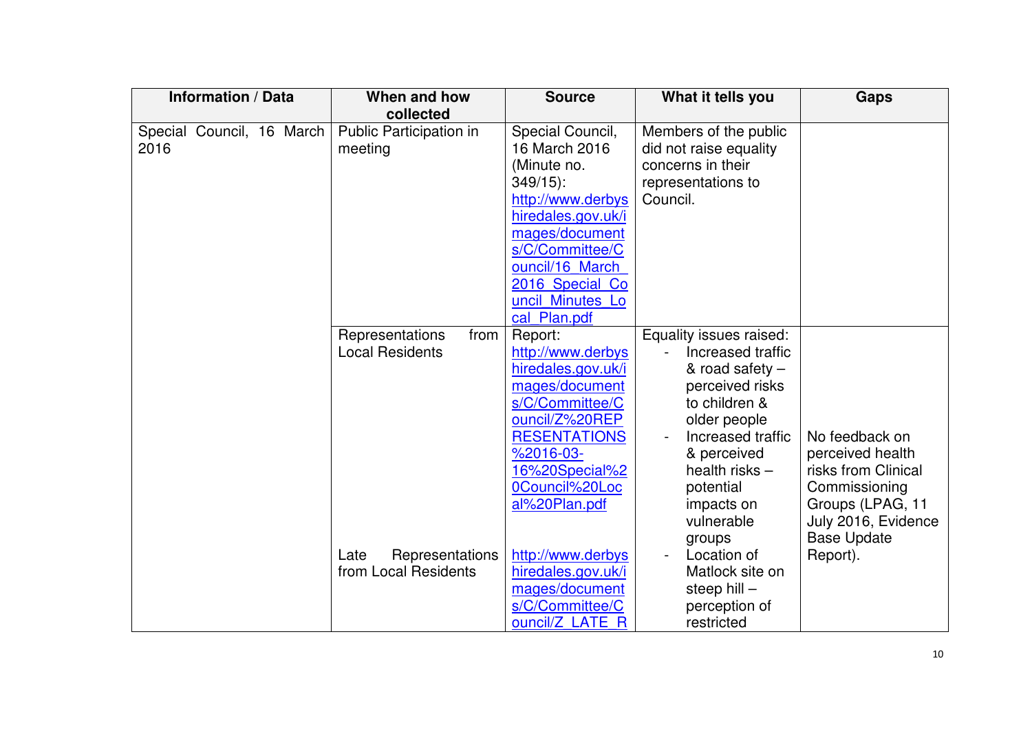| Information / Data | When and how collected | Source | What it tells you | Gaps |
|---|---|---|---|---|
| Special Council, 16 March 2016 | Public Participation in meeting | Special Council, 16 March 2016 (Minute no. 349/15): http://www.derbyshiredales.gov.uk/images/documents/C/Committee/Council/16_March_2016_Special_Council_Minutes_Local_Plan.pdf | Members of the public did not raise equality concerns in their representations to Council. | |
| | Representations from Local Residents | Report: http://www.derbyshiredales.gov.uk/images/documents/C/Committee/Council/Z%20REPRESENTATIONS%2016-03-16%20Special%20Council%20Local%20Plan.pdf | Equality issues raised:<br>- Increased traffic & road safety – perceived risks to children & older people<br>- Increased traffic & perceived health risks – potential impacts on vulnerable groups<br>- Location of Matlock site on steep hill – perception of restricted | No feedback on perceived health risks from Clinical Commissioning Groups (LPAG, 11 July 2016, Evidence Base Update Report). |
| | Late Representations from Local Residents | http://www.derbyshiredales.gov.uk/images/documents/C/Committee/Council/Z_LATE_R | | |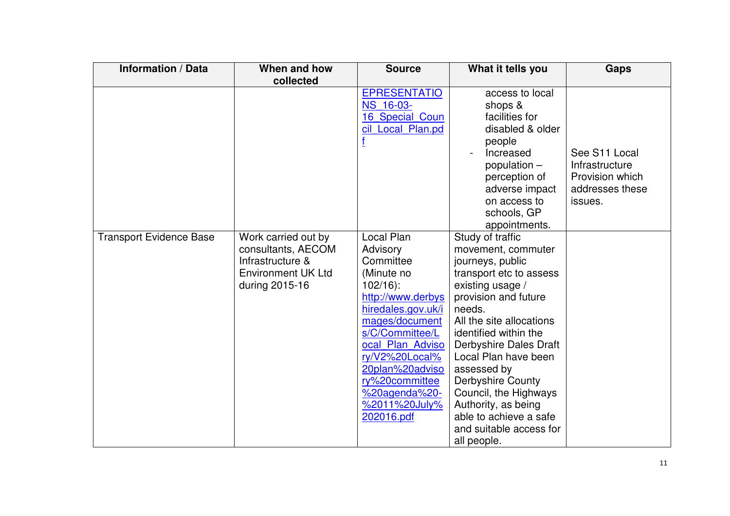| Information / Data | When and how collected | Source | What it tells you | Gaps |
|---|---|---|---|---|
| | | EPRESENTATIONS_16-03-16_Special_Council_Local_Plan.pdf | access to local shops & facilities for disabled & older people<br>- Increased population – perception of adverse impact on access to schools, GP appointments. | See S11 Local Infrastructure Provision which addresses these issues. |
| Transport Evidence Base | Work carried out by consultants, AECOM Infrastructure & Environment UK Ltd during 2015-16 | Local Plan Advisory Committee (Minute no 102/16): http://www.derbyshiredales.gov.uk/images/documents/C/Committee/Local_Plan_Advisory/V2%20Local%20plan%20advisory%20committee%20agenda%20-%2011%20July%202016.pdf | Study of traffic movement, commuter journeys, public transport etc to assess existing usage / provision and future needs.<br>All the site allocations identified within the Derbyshire Dales Draft Local Plan have been assessed by Derbyshire County Council, the Highways Authority, as being able to achieve a safe and suitable access for all people. | |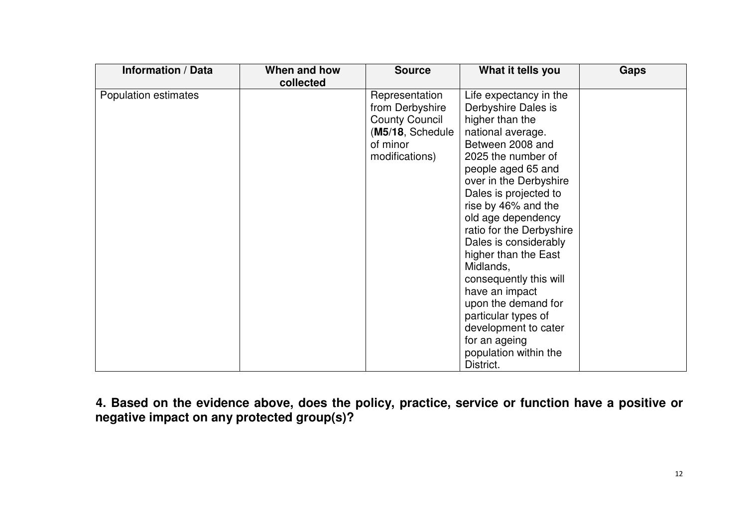| Information / Data | When and how collected | Source | What it tells you | Gaps |
|---|---|---|---|---|
| Population estimates | | Representation from Derbyshire County Council (**M5/18**, Schedule of minor modifications) | Life expectancy in the Derbyshire Dales is higher than the national average. Between 2008 and 2025 the number of people aged 65 and over in the Derbyshire Dales is projected to rise by 46% and the old age dependency ratio for the Derbyshire Dales is considerably higher than the East Midlands, consequently this will have an impact upon the demand for particular types of development to cater for an ageing population within the District. | |

**4. Based on the evidence above, does the policy, practice, service or function have a positive or negative impact on any protected group(s)?**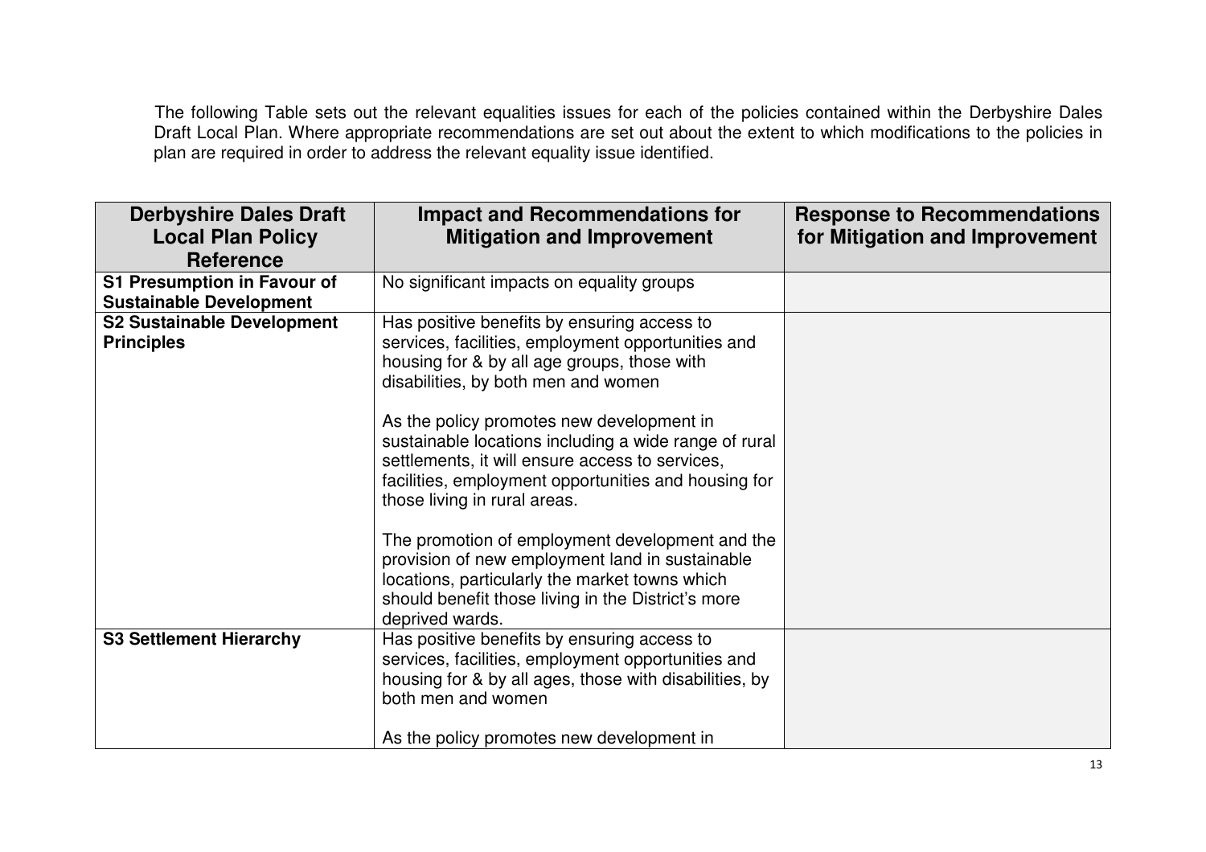The following Table sets out the relevant equalities issues for each of the policies contained within the Derbyshire Dales Draft Local Plan. Where appropriate recommendations are set out about the extent to which modifications to the policies in plan are required in order to address the relevant equality issue identified.

| Derbyshire Dales Draft Local Plan Policy Reference | Impact and Recommendations for Mitigation and Improvement | Response to Recommendations for Mitigation and Improvement |
|---|---|---|
| **S1 Presumption in Favour of Sustainable Development** | No significant impacts on equality groups | |
| **S2 Sustainable Development Principles** | Has positive benefits by ensuring access to services, facilities, employment opportunities and housing for & by all age groups, those with disabilities, by both men and women<br><br>As the policy promotes new development in sustainable locations including a wide range of rural settlements, it will ensure access to services, facilities, employment opportunities and housing for those living in rural areas.<br><br>The promotion of employment development and the provision of new employment land in sustainable locations, particularly the market towns which should benefit those living in the District's more deprived wards. | |
| **S3 Settlement Hierarchy** | Has positive benefits by ensuring access to services, facilities, employment opportunities and housing for & by all ages, those with disabilities, by both men and women<br><br>As the policy promotes new development in | |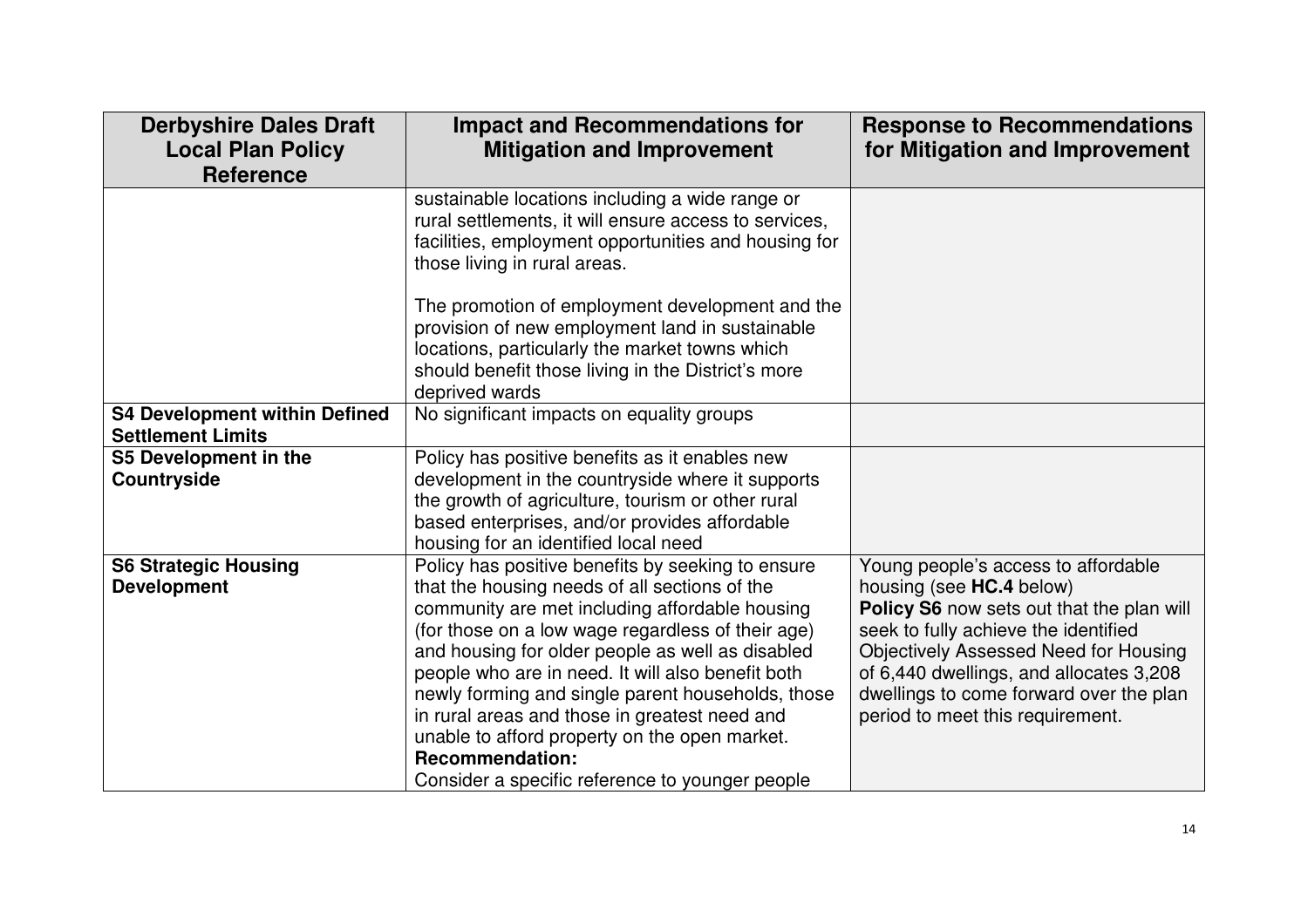| Derbyshire Dales Draft Local Plan Policy Reference | Impact and Recommendations for Mitigation and Improvement | Response to Recommendations for Mitigation and Improvement |
|---|---|---|
| | sustainable locations including a wide range or rural settlements, it will ensure access to services, facilities, employment opportunities and housing for those living in rural areas.<br><br>The promotion of employment development and the provision of new employment land in sustainable locations, particularly the market towns which should benefit those living in the District's more deprived wards | |
| **S4 Development within Defined Settlement Limits** | No significant impacts on equality groups | |
| **S5 Development in the Countryside** | Policy has positive benefits as it enables new development in the countryside where it supports the growth of agriculture, tourism or other rural based enterprises, and/or provides affordable housing for an identified local need | |
| **S6 Strategic Housing Development** | Policy has positive benefits by seeking to ensure that the housing needs of all sections of the community are met including affordable housing (for those on a low wage regardless of their age) and housing for older people as well as disabled people who are in need. It will also benefit both newly forming and single parent households, those in rural areas and those in greatest need and unable to afford property on the open market.<br>**Recommendation:**<br>Consider a specific reference to younger people | Young people's access to affordable housing (see **HC.4** below)<br>**Policy S6** now sets out that the plan will seek to fully achieve the identified Objectively Assessed Need for Housing of 6,440 dwellings, and allocates 3,208 dwellings to come forward over the plan period to meet this requirement. |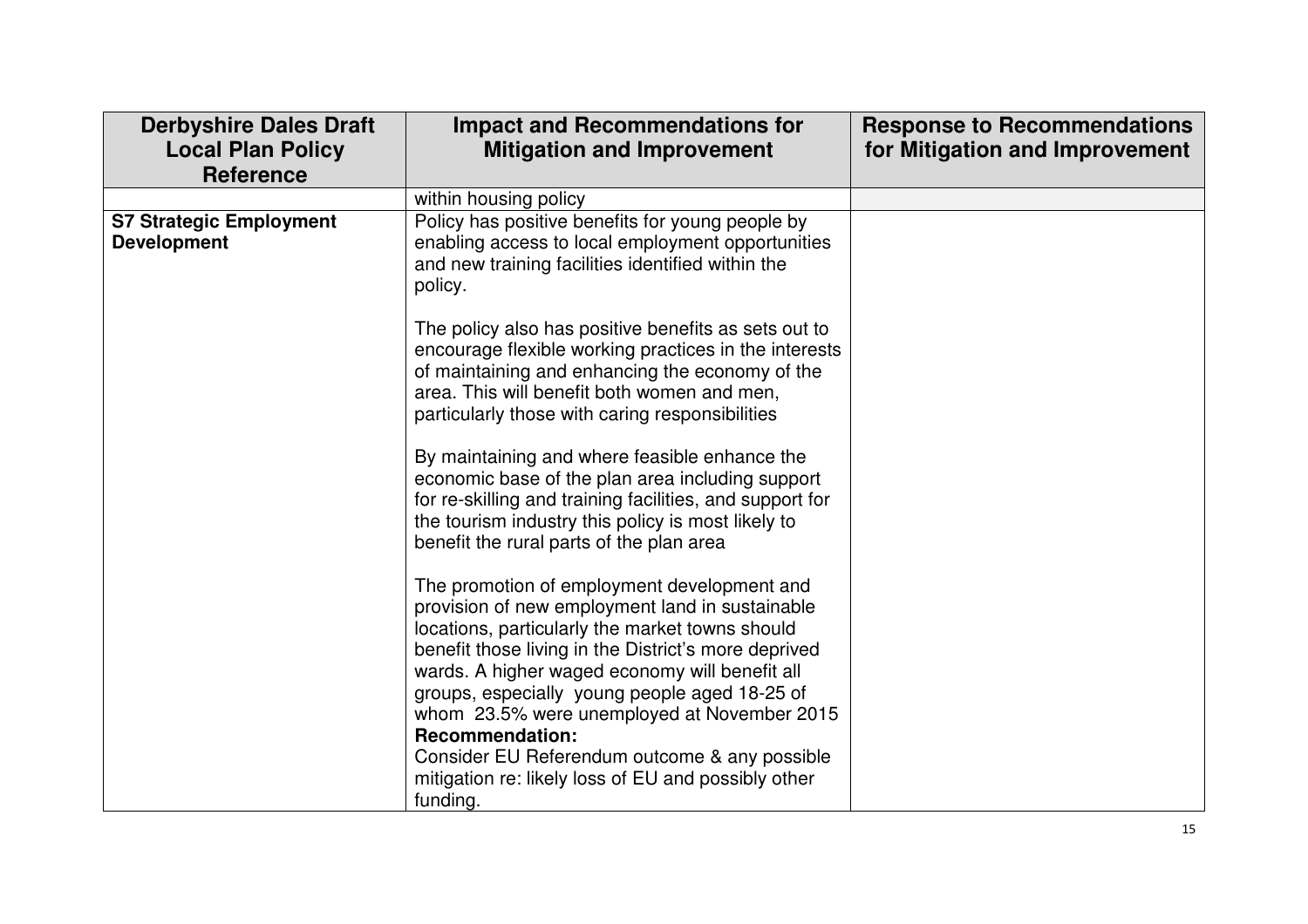| Derbyshire Dales Draft Local Plan Policy Reference | Impact and Recommendations for Mitigation and Improvement | Response to Recommendations for Mitigation and Improvement |
|---|---|---|
| | within housing policy | |
| **S7 Strategic Employment Development** | Policy has positive benefits for young people by enabling access to local employment opportunities and new training facilities identified within the policy.<br><br>The policy also has positive benefits as sets out to encourage flexible working practices in the interests of maintaining and enhancing the economy of the area. This will benefit both women and men, particularly those with caring responsibilities<br><br>By maintaining and where feasible enhance the economic base of the plan area including support for re-skilling and training facilities, and support for the tourism industry this policy is most likely to benefit the rural parts of the plan area<br><br>The promotion of employment development and provision of new employment land in sustainable locations, particularly the market towns should benefit those living in the District's more deprived wards. A higher waged economy will benefit all groups, especially young people aged 18-25 of whom 23.5% were unemployed at November 2015<br>**Recommendation:**<br>Consider EU Referendum outcome & any possible mitigation re: likely loss of EU and possibly other funding. | |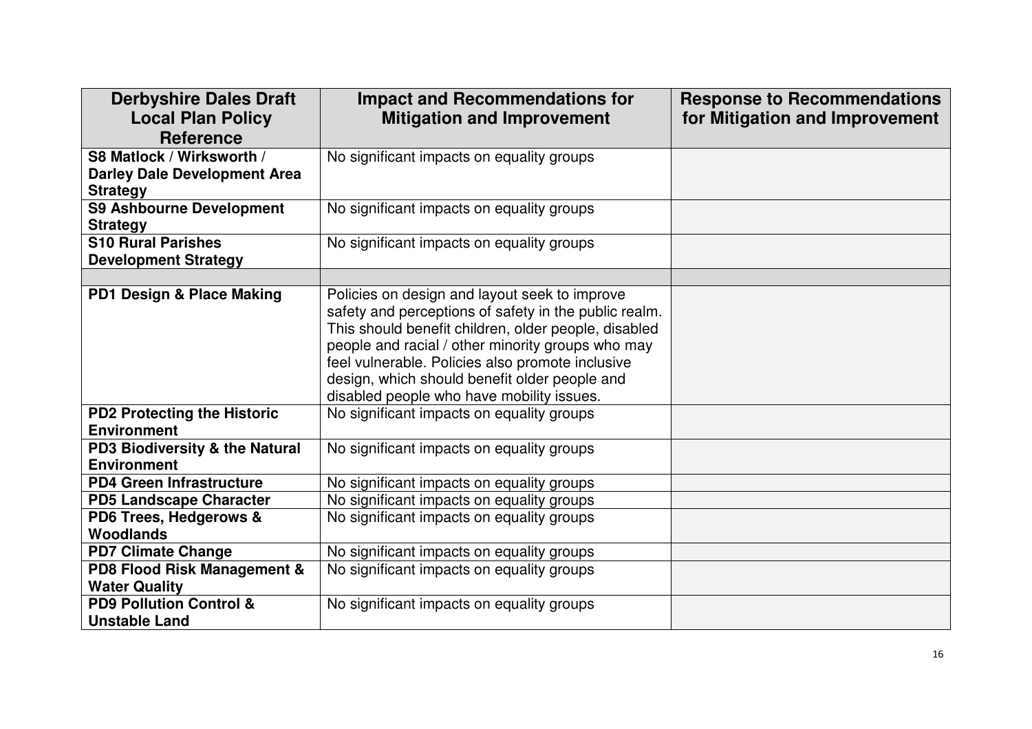| Derbyshire Dales Draft Local Plan Policy Reference | Impact and Recommendations for Mitigation and Improvement | Response to Recommendations for Mitigation and Improvement |
|---|---|---|
| **S8 Matlock / Wirksworth / Darley Dale Development Area Strategy** | No significant impacts on equality groups | |
| **S9 Ashbourne Development Strategy** | No significant impacts on equality groups | |
| **S10 Rural Parishes Development Strategy** | No significant impacts on equality groups | |
| | | |
| **PD1 Design & Place Making** | Policies on design and layout seek to improve safety and perceptions of safety in the public realm. This should benefit children, older people, disabled people and racial / other minority groups who may feel vulnerable. Policies also promote inclusive design, which should benefit older people and disabled people who have mobility issues. | |
| **PD2 Protecting the Historic Environment** | No significant impacts on equality groups | |
| **PD3 Biodiversity & the Natural Environment** | No significant impacts on equality groups | |
| **PD4 Green Infrastructure** | No significant impacts on equality groups | |
| **PD5 Landscape Character** | No significant impacts on equality groups | |
| **PD6 Trees, Hedgerows & Woodlands** | No significant impacts on equality groups | |
| **PD7 Climate Change** | No significant impacts on equality groups | |
| **PD8 Flood Risk Management & Water Quality** | No significant impacts on equality groups | |
| **PD9 Pollution Control & Unstable Land** | No significant impacts on equality groups | |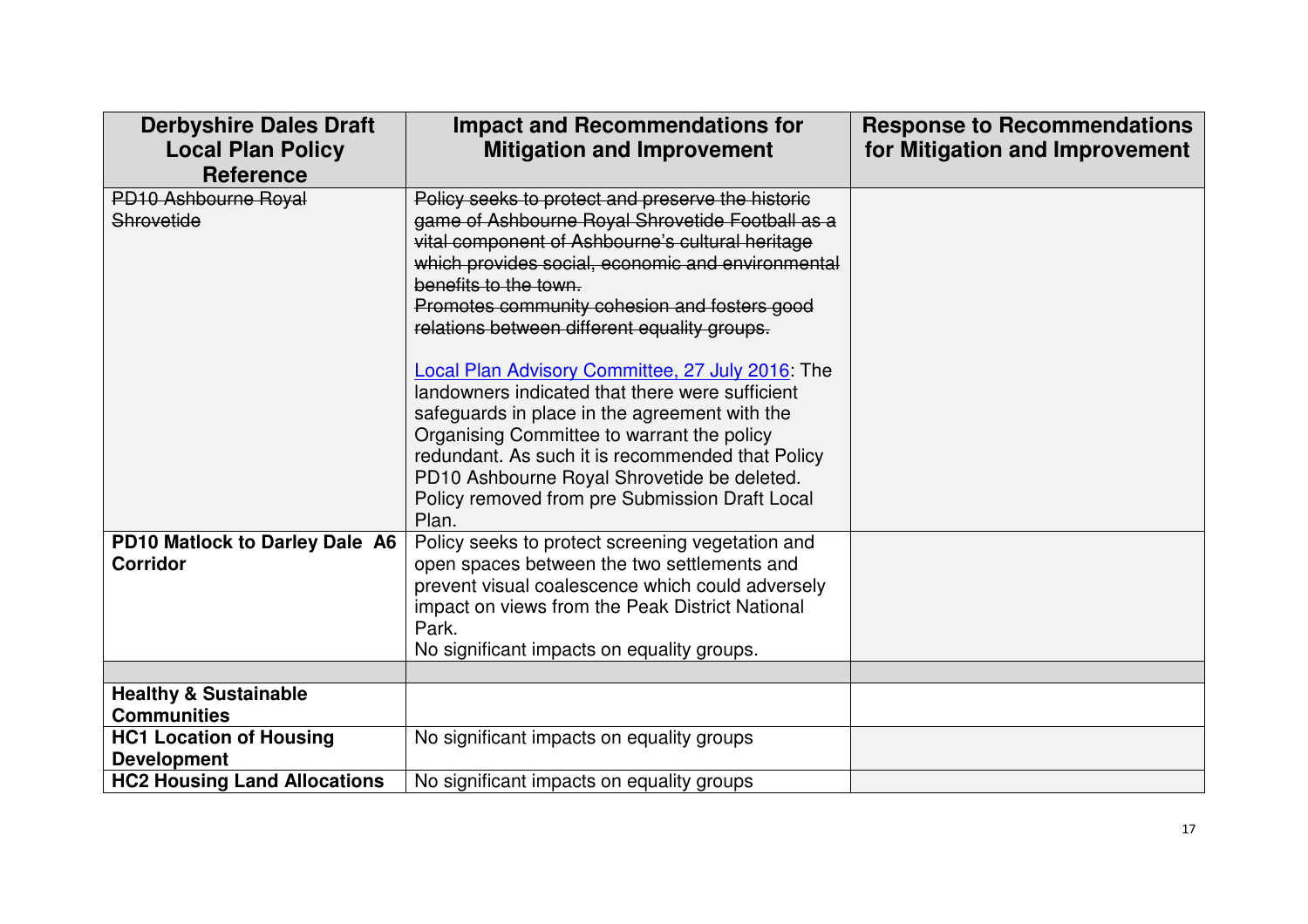| Derbyshire Dales Draft Local Plan Policy Reference | Impact and Recommendations for Mitigation and Improvement | Response to Recommendations for Mitigation and Improvement |
|---|---|---|
| ~~PD10 Ashbourne Royal Shrovetide~~ | ~~Policy seeks to protect and preserve the historic game of Ashbourne Royal Shrovetide Football as a vital component of Ashbourne's cultural heritage which provides social, economic and environmental benefits to the town.~~<br>~~Promotes community cohesion and fosters good relations between different equality groups.~~<br><br>[Local Plan Advisory Committee, 27 July 2016]: The landowners indicated that there were sufficient safeguards in place in the agreement with the Organising Committee to warrant the policy redundant. As such it is recommended that Policy PD10 Ashbourne Royal Shrovetide be deleted. Policy removed from pre Submission Draft Local Plan. | |
| **PD10 Matlock to Darley Dale A6 Corridor** | Policy seeks to protect screening vegetation and open spaces between the two settlements and prevent visual coalescence which could adversely impact on views from the Peak District National Park.<br>No significant impacts on equality groups. | |
| | | |
| **Healthy & Sustainable Communities** | | |
| **HC1 Location of Housing Development** | No significant impacts on equality groups | |
| **HC2 Housing Land Allocations** | No significant impacts on equality groups | |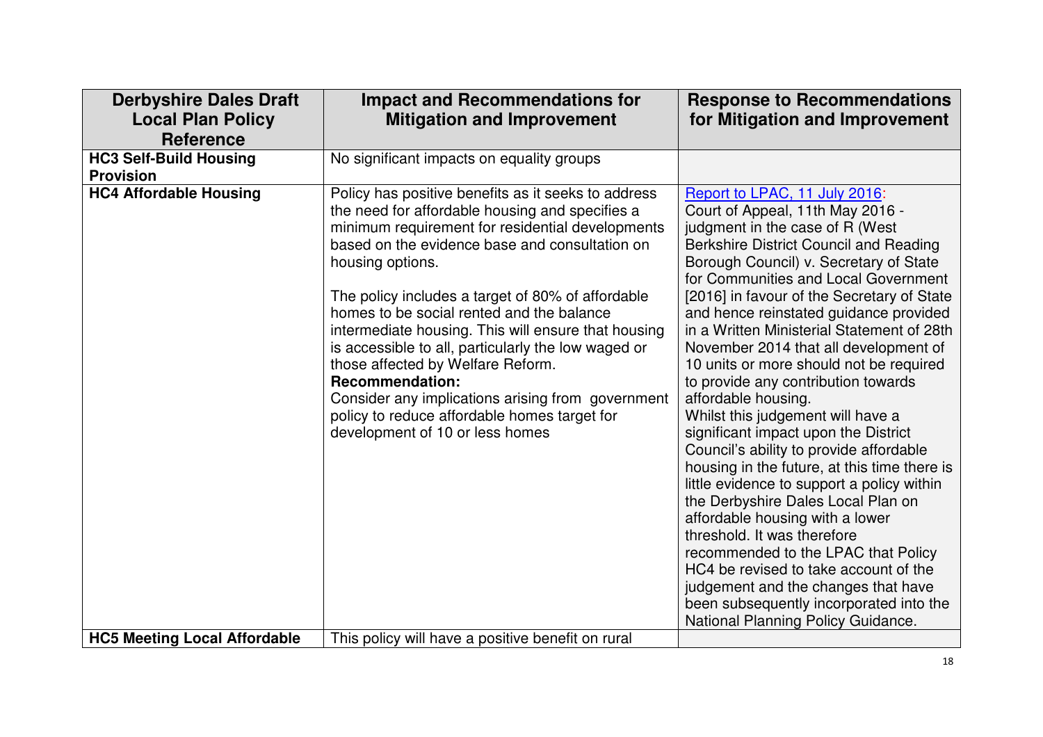| Derbyshire Dales Draft Local Plan Policy Reference | Impact and Recommendations for Mitigation and Improvement | Response to Recommendations for Mitigation and Improvement |
|---|---|---|
| **HC3 Self-Build Housing Provision** | No significant impacts on equality groups | |
| **HC4 Affordable Housing** | Policy has positive benefits as it seeks to address the need for affordable housing and specifies a minimum requirement for residential developments based on the evidence base and consultation on housing options.<br><br>The policy includes a target of 80% of affordable homes to be social rented and the balance intermediate housing. This will ensure that housing is accessible to all, particularly the low waged or those affected by Welfare Reform.<br>**Recommendation:**<br>Consider any implications arising from government policy to reduce affordable homes target for development of 10 or less homes | Report to LPAC, 11 July 2016:<br>Court of Appeal, 11th May 2016 - judgment in the case of R (West Berkshire District Council and Reading Borough Council) v. Secretary of State for Communities and Local Government [2016] in favour of the Secretary of State and hence reinstated guidance provided in a Written Ministerial Statement of 28th November 2014 that all development of 10 units or more should not be required to provide any contribution towards affordable housing.<br>Whilst this judgement will have a significant impact upon the District Council's ability to provide affordable housing in the future, at this time there is little evidence to support a policy within the Derbyshire Dales Local Plan on affordable housing with a lower threshold. It was therefore recommended to the LPAC that Policy HC4 be revised to take account of the judgement and the changes that have been subsequently incorporated into the National Planning Policy Guidance. |
| **HC5 Meeting Local Affordable** | This policy will have a positive benefit on rural | |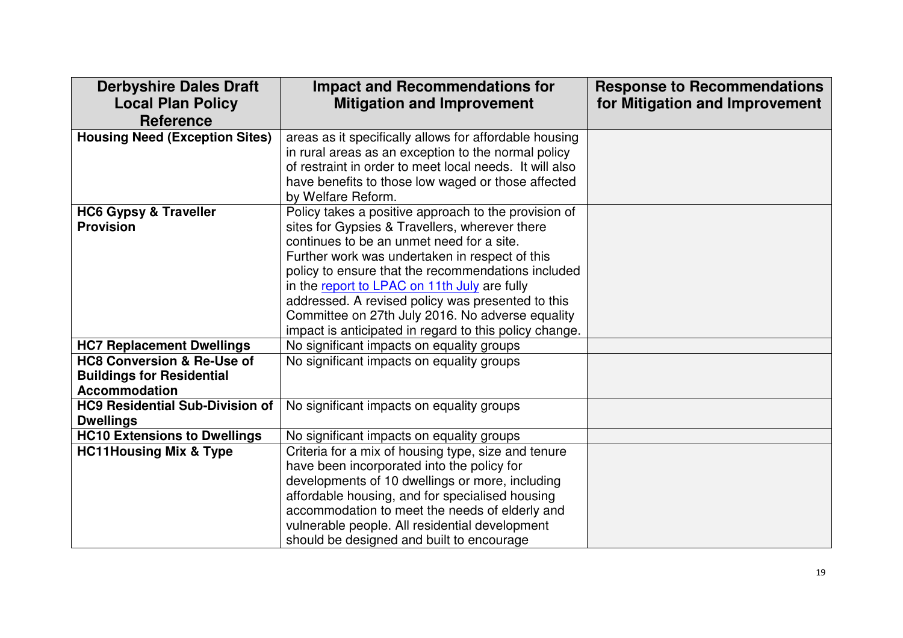| Derbyshire Dales Draft Local Plan Policy Reference | Impact and Recommendations for Mitigation and Improvement | Response to Recommendations for Mitigation and Improvement |
|---|---|---|
| **Housing Need (Exception Sites)** | areas as it specifically allows for affordable housing in rural areas as an exception to the normal policy of restraint in order to meet local needs. It will also have benefits to those low waged or those affected by Welfare Reform. | |
| **HC6 Gypsy & Traveller Provision** | Policy takes a positive approach to the provision of sites for Gypsies & Travellers, wherever there continues to be an unmet need for a site. Further work was undertaken in respect of this policy to ensure that the recommendations included in the [report to LPAC on 11th July]() are fully addressed. A revised policy was presented to this Committee on 27th July 2016. No adverse equality impact is anticipated in regard to this policy change. | |
| **HC7 Replacement Dwellings** | No significant impacts on equality groups | |
| **HC8 Conversion & Re-Use of Buildings for Residential Accommodation** | No significant impacts on equality groups | |
| **HC9 Residential Sub-Division of Dwellings** | No significant impacts on equality groups | |
| **HC10 Extensions to Dwellings** | No significant impacts on equality groups | |
| **HC11Housing Mix & Type** | Criteria for a mix of housing type, size and tenure have been incorporated into the policy for developments of 10 dwellings or more, including affordable housing, and for specialised housing accommodation to meet the needs of elderly and vulnerable people. All residential development should be designed and built to encourage | |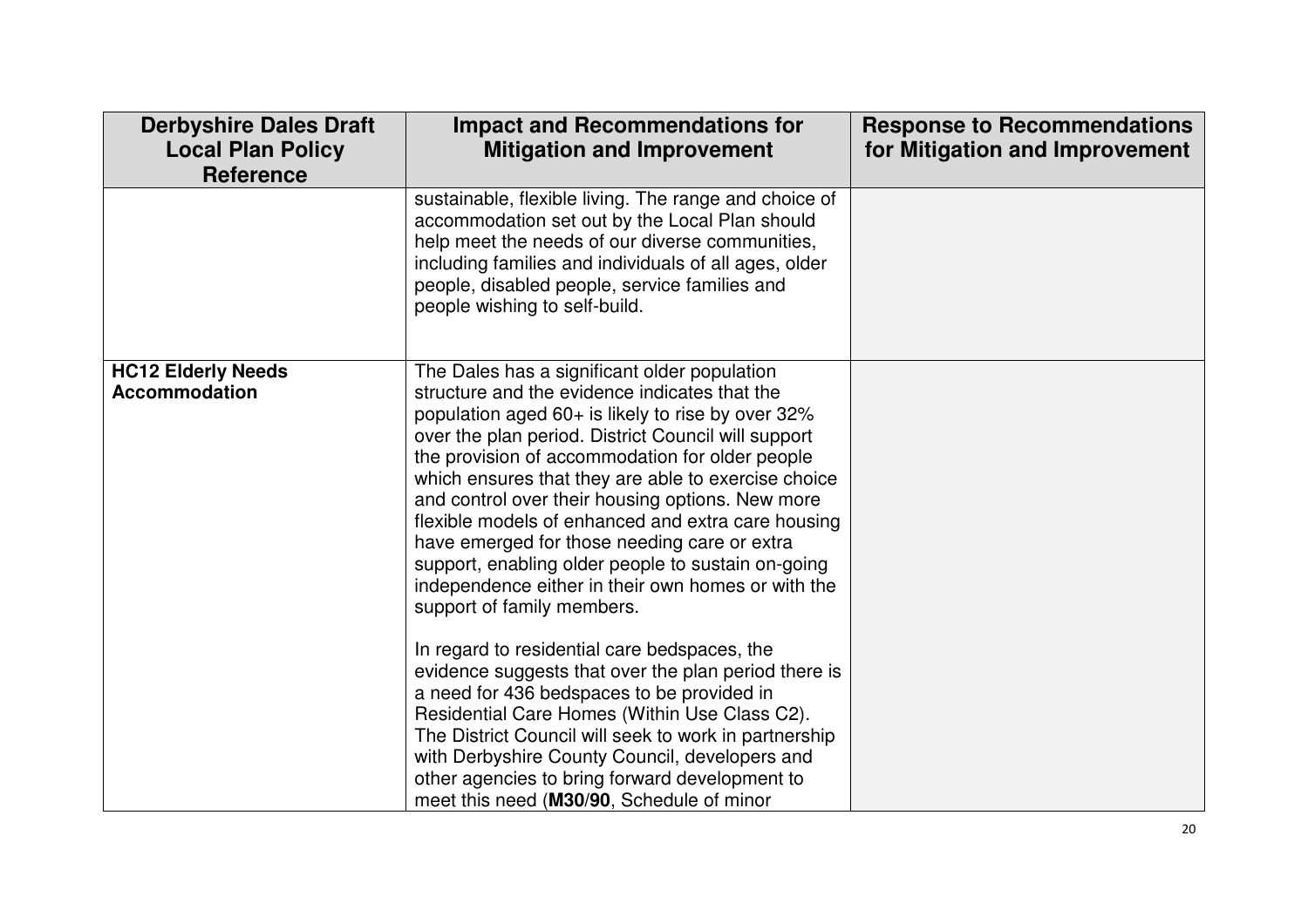| Derbyshire Dales Draft Local Plan Policy Reference | Impact and Recommendations for Mitigation and Improvement | Response to Recommendations for Mitigation and Improvement |
|---|---|---|
| | sustainable, flexible living. The range and choice of accommodation set out by the Local Plan should help meet the needs of our diverse communities, including families and individuals of all ages, older people, disabled people, service families and people wishing to self-build. | |
| **HC12 Elderly Needs Accommodation** | The Dales has a significant older population structure and the evidence indicates that the population aged 60+ is likely to rise by over 32% over the plan period. District Council will support the provision of accommodation for older people which ensures that they are able to exercise choice and control over their housing options. New more flexible models of enhanced and extra care housing have emerged for those needing care or extra support, enabling older people to sustain on-going independence either in their own homes or with the support of family members.<br><br>In regard to residential care bedspaces, the evidence suggests that over the plan period there is a need for 436 bedspaces to be provided in Residential Care Homes (Within Use Class C2). The District Council will seek to work in partnership with Derbyshire County Council, developers and other agencies to bring forward development to meet this need (**M30/90**, Schedule of minor | |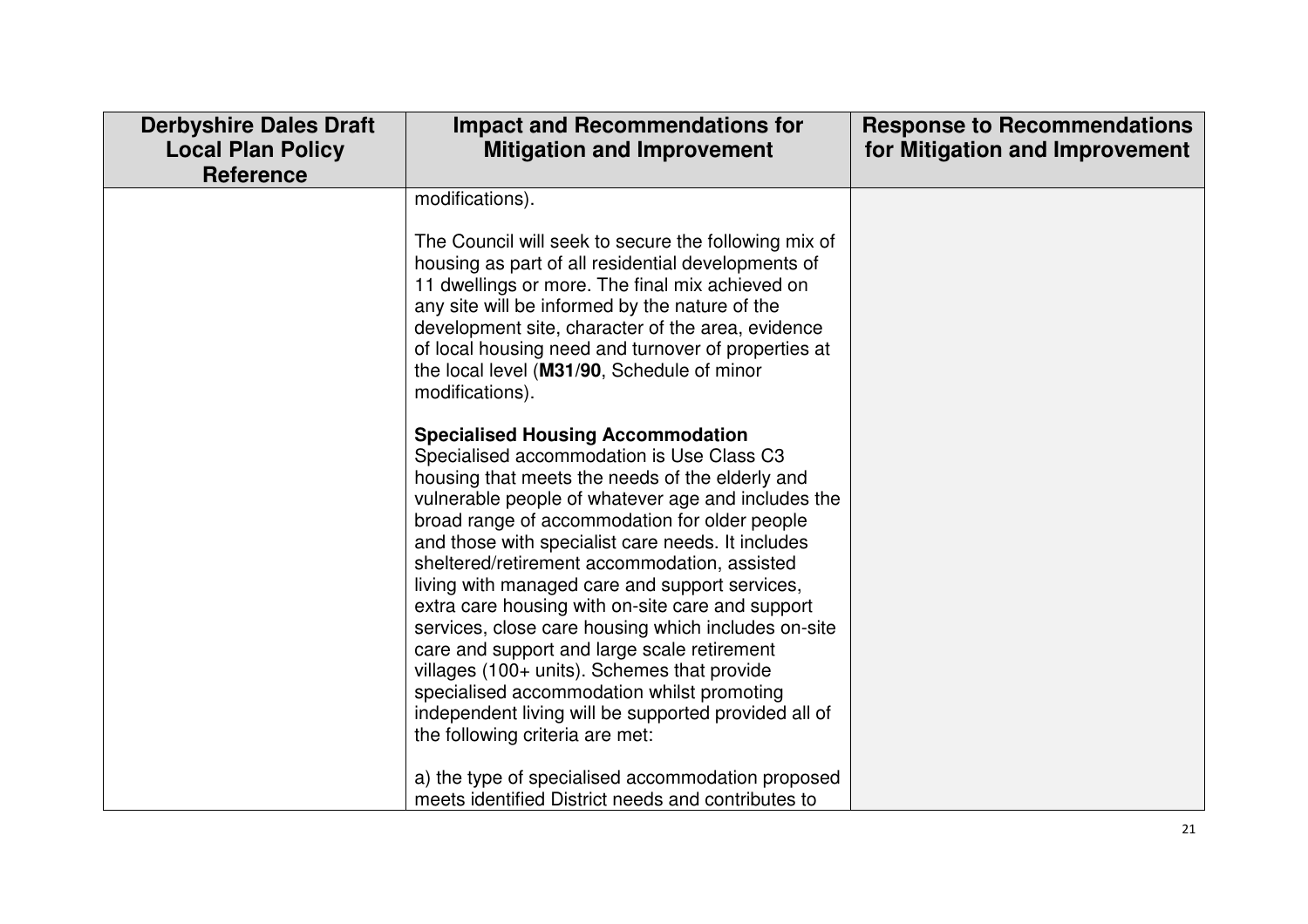| Derbyshire Dales Draft Local Plan Policy Reference | Impact and Recommendations for Mitigation and Improvement | Response to Recommendations for Mitigation and Improvement |
|---|---|---|
| | modifications).<br><br>The Council will seek to secure the following mix of housing as part of all residential developments of 11 dwellings or more. The final mix achieved on any site will be informed by the nature of the development site, character of the area, evidence of local housing need and turnover of properties at the local level (**M31/90**, Schedule of minor modifications).<br><br>**Specialised Housing Accommodation**<br>Specialised accommodation is Use Class C3 housing that meets the needs of the elderly and vulnerable people of whatever age and includes the broad range of accommodation for older people and those with specialist care needs. It includes sheltered/retirement accommodation, assisted living with managed care and support services, extra care housing with on-site care and support services, close care housing which includes on-site care and support and large scale retirement villages (100+ units). Schemes that provide specialised accommodation whilst promoting independent living will be supported provided all of the following criteria are met:<br><br>a) the type of specialised accommodation proposed meets identified District needs and contributes to | |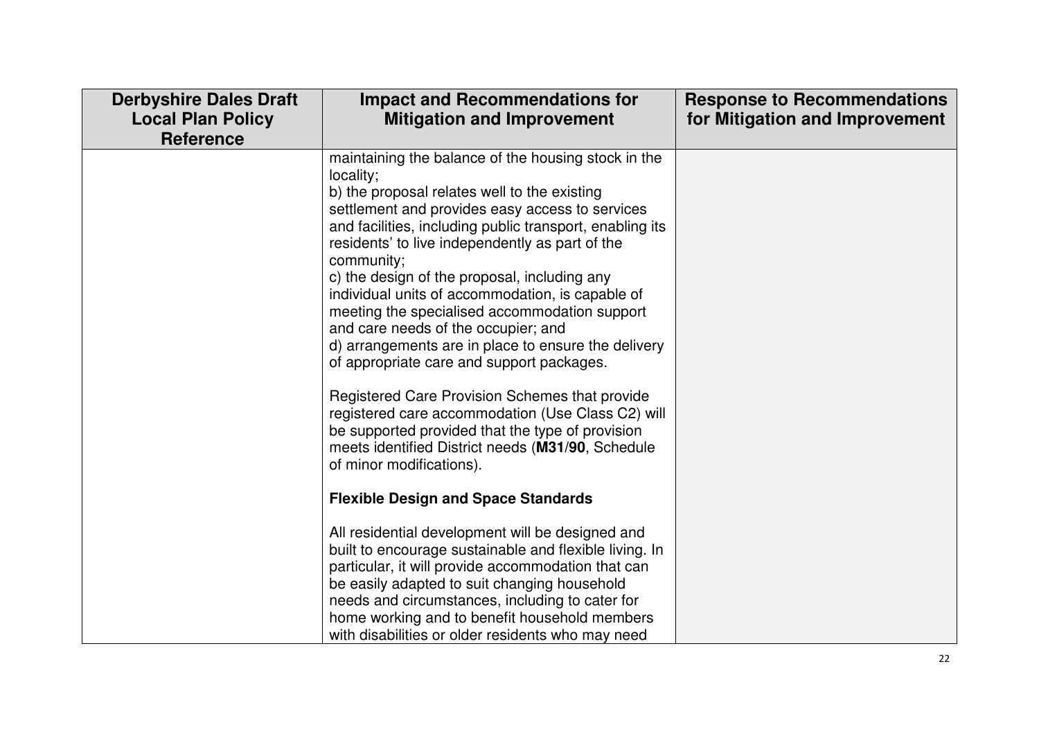| Derbyshire Dales Draft Local Plan Policy Reference | Impact and Recommendations for Mitigation and Improvement | Response to Recommendations for Mitigation and Improvement |
|---|---|---|
| | maintaining the balance of the housing stock in the locality;<br>b) the proposal relates well to the existing settlement and provides easy access to services and facilities, including public transport, enabling its residents' to live independently as part of the community;<br>c) the design of the proposal, including any individual units of accommodation, is capable of meeting the specialised accommodation support and care needs of the occupier; and<br>d) arrangements are in place to ensure the delivery of appropriate care and support packages.<br><br>Registered Care Provision Schemes that provide registered care accommodation (Use Class C2) will be supported provided that the type of provision meets identified District needs (**M31**/**90**, Schedule of minor modifications).<br><br>**Flexible Design and Space Standards**<br><br>All residential development will be designed and built to encourage sustainable and flexible living. In particular, it will provide accommodation that can be easily adapted to suit changing household needs and circumstances, including to cater for home working and to benefit household members with disabilities or older residents who may need | |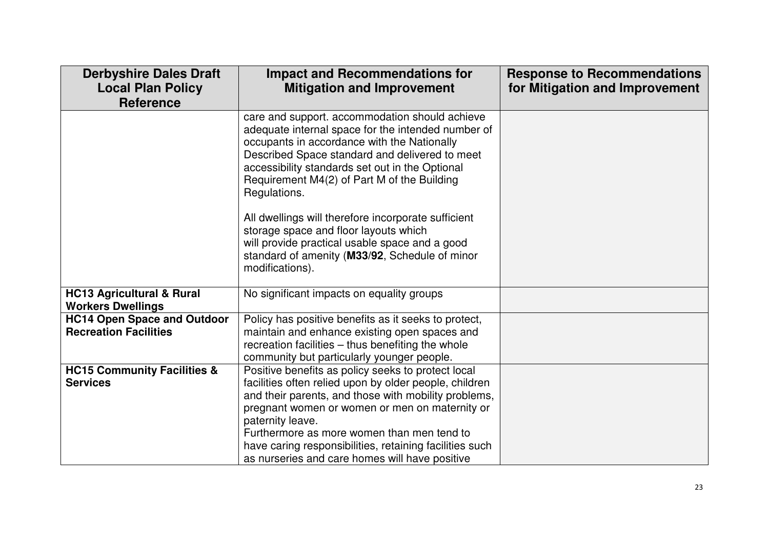| Derbyshire Dales Draft Local Plan Policy Reference | Impact and Recommendations for Mitigation and Improvement | Response to Recommendations for Mitigation and Improvement |
|---|---|---|
| | care and support. accommodation should achieve adequate internal space for the intended number of occupants in accordance with the Nationally Described Space standard and delivered to meet accessibility standards set out in the Optional Requirement M4(2) of Part M of the Building Regulations.<br><br>All dwellings will therefore incorporate sufficient storage space and floor layouts which will provide practical usable space and a good standard of amenity (**M33/92**, Schedule of minor modifications). | |
| **HC13 Agricultural & Rural Workers Dwellings** | No significant impacts on equality groups | |
| **HC14 Open Space and Outdoor Recreation Facilities** | Policy has positive benefits as it seeks to protect, maintain and enhance existing open spaces and recreation facilities – thus benefiting the whole community but particularly younger people. | |
| **HC15 Community Facilities & Services** | Positive benefits as policy seeks to protect local facilities often relied upon by older people, children and their parents, and those with mobility problems, pregnant women or women or men on maternity or paternity leave.<br>Furthermore as more women than men tend to have caring responsibilities, retaining facilities such as nurseries and care homes will have positive | |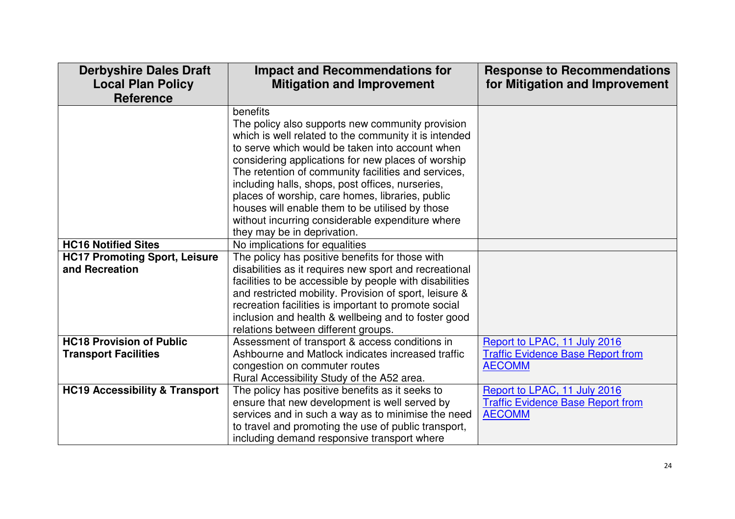| Derbyshire Dales Draft Local Plan Policy Reference | Impact and Recommendations for Mitigation and Improvement | Response to Recommendations for Mitigation and Improvement |
|---|---|---|
| | benefits<br>The policy also supports new community provision which is well related to the community it is intended to serve which would be taken into account when considering applications for new places of worship<br>The retention of community facilities and services, including halls, shops, post offices, nurseries, places of worship, care homes, libraries, public houses will enable them to be utilised by those without incurring considerable expenditure where they may be in deprivation. | |
| **HC16 Notified Sites** | No implications for equalities | |
| **HC17 Promoting Sport, Leisure and Recreation** | The policy has positive benefits for those with disabilities as it requires new sport and recreational facilities to be accessible by people with disabilities and restricted mobility. Provision of sport, leisure & recreation facilities is important to promote social inclusion and health & wellbeing and to foster good relations between different groups. | |
| **HC18 Provision of Public Transport Facilities** | Assessment of transport & access conditions in Ashbourne and Matlock indicates increased traffic congestion on commuter routes<br>Rural Accessibility Study of the A52 area. | Report to LPAC, 11 July 2016<br>Traffic Evidence Base Report from AECOMM |
| **HC19 Accessibility & Transport** | The policy has positive benefits as it seeks to ensure that new development is well served by services and in such a way as to minimise the need to travel and promoting the use of public transport, including demand responsive transport where | Report to LPAC, 11 July 2016<br>Traffic Evidence Base Report from AECOMM |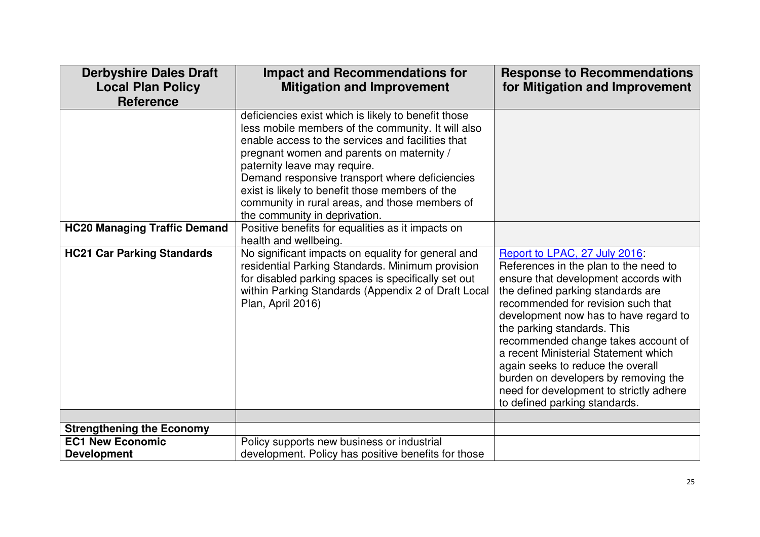| Derbyshire Dales Draft Local Plan Policy Reference | Impact and Recommendations for Mitigation and Improvement | Response to Recommendations for Mitigation and Improvement |
|---|---|---|
| | deficiencies exist which is likely to benefit those less mobile members of the community. It will also enable access to the services and facilities that pregnant women and parents on maternity / paternity leave may require. Demand responsive transport where deficiencies exist is likely to benefit those members of the community in rural areas, and those members of the community in deprivation. | |
| **HC20 Managing Traffic Demand** | Positive benefits for equalities as it impacts on health and wellbeing. | |
| **HC21 Car Parking Standards** | No significant impacts on equality for general and residential Parking Standards. Minimum provision for disabled parking spaces is specifically set out within Parking Standards (Appendix 2 of Draft Local Plan, April 2016) | Report to LPAC, 27 July 2016: References in the plan to the need to ensure that development accords with the defined parking standards are recommended for revision such that development now has to have regard to the parking standards. This recommended change takes account of a recent Ministerial Statement which again seeks to reduce the overall burden on developers by removing the need for development to strictly adhere to defined parking standards. |
| | | |
| **Strengthening the Economy** | | |
| **EC1 New Economic Development** | Policy supports new business or industrial development. Policy has positive benefits for those | |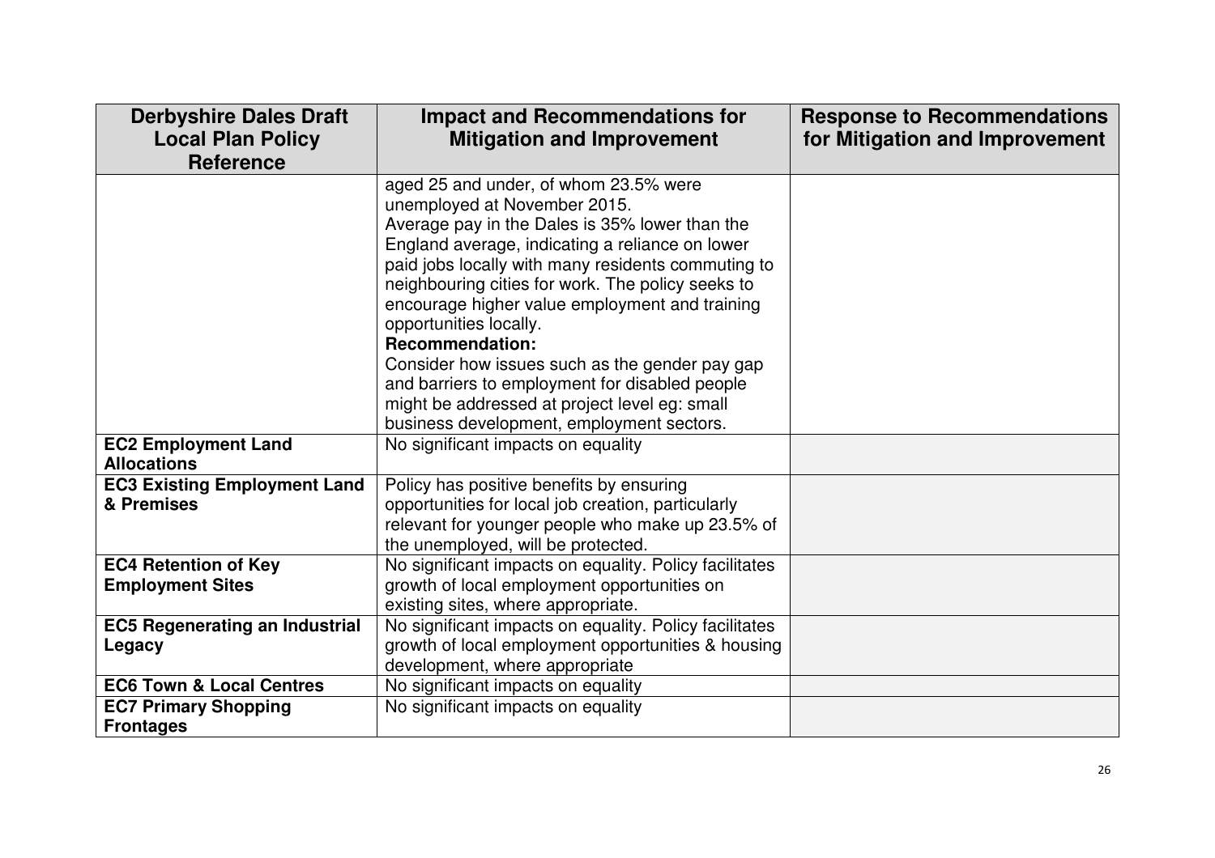| Derbyshire Dales Draft Local Plan Policy Reference | Impact and Recommendations for Mitigation and Improvement | Response to Recommendations for Mitigation and Improvement |
|---|---|---|
| | aged 25 and under, of whom 23.5% were unemployed at November 2015.<br>Average pay in the Dales is 35% lower than the England average, indicating a reliance on lower paid jobs locally with many residents commuting to neighbouring cities for work. The policy seeks to encourage higher value employment and training opportunities locally.<br>**Recommendation:**<br>Consider how issues such as the gender pay gap and barriers to employment for disabled people might be addressed at project level eg: small business development, employment sectors. | |
| **EC2 Employment Land Allocations** | No significant impacts on equality | |
| **EC3 Existing Employment Land & Premises** | Policy has positive benefits by ensuring opportunities for local job creation, particularly relevant for younger people who make up 23.5% of the unemployed, will be protected. | |
| **EC4 Retention of Key Employment Sites** | No significant impacts on equality. Policy facilitates growth of local employment opportunities on existing sites, where appropriate. | |
| **EC5 Regenerating an Industrial Legacy** | No significant impacts on equality. Policy facilitates growth of local employment opportunities & housing development, where appropriate | |
| **EC6 Town & Local Centres** | No significant impacts on equality | |
| **EC7 Primary Shopping Frontages** | No significant impacts on equality | |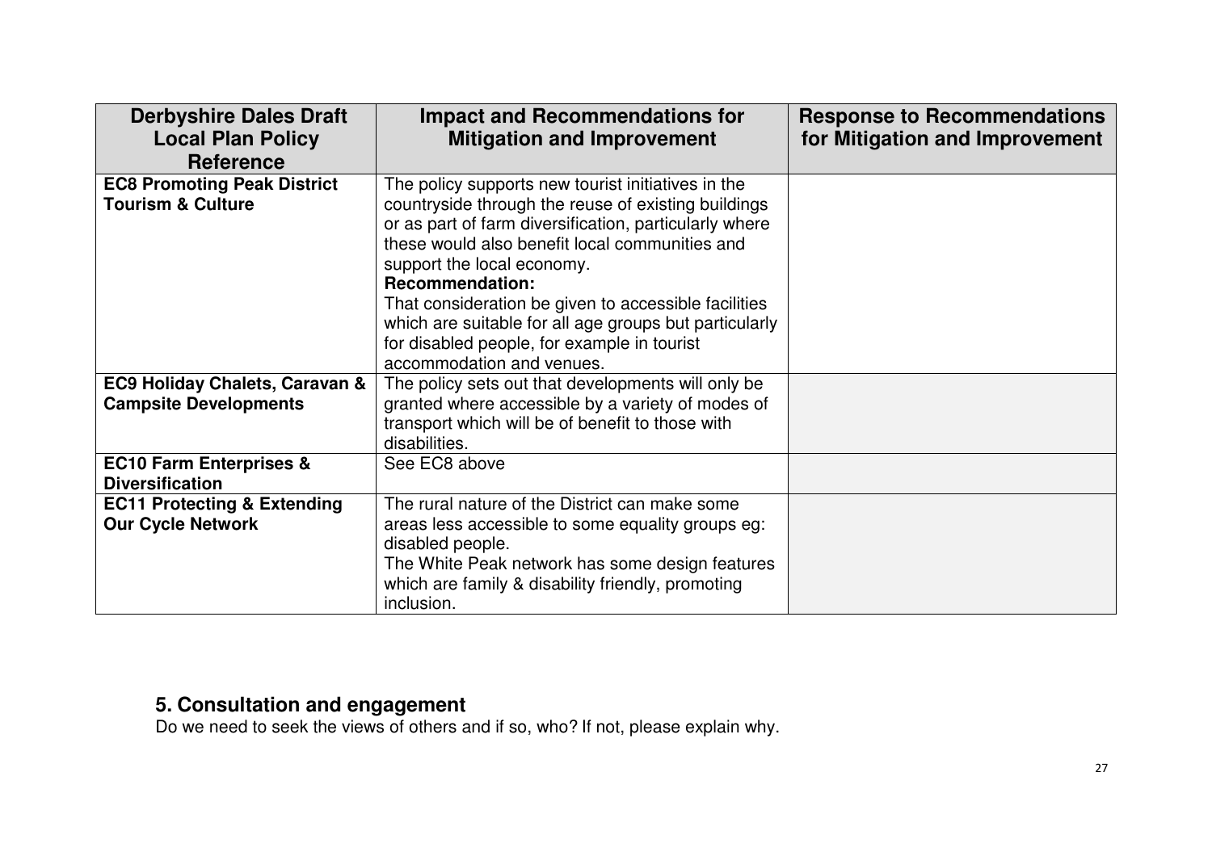| Derbyshire Dales Draft Local Plan Policy Reference | Impact and Recommendations for Mitigation and Improvement | Response to Recommendations for Mitigation and Improvement |
|---|---|---|
| **EC8 Promoting Peak District Tourism & Culture** | The policy supports new tourist initiatives in the countryside through the reuse of existing buildings or as part of farm diversification, particularly where these would also benefit local communities and support the local economy.<br>**Recommendation:**<br>That consideration be given to accessible facilities which are suitable for all age groups but particularly for disabled people, for example in tourist accommodation and venues. | |
| **EC9 Holiday Chalets, Caravan & Campsite Developments** | The policy sets out that developments will only be granted where accessible by a variety of modes of transport which will be of benefit to those with disabilities. | |
| **EC10 Farm Enterprises & Diversification** | See EC8 above | |
| **EC11 Protecting & Extending Our Cycle Network** | The rural nature of the District can make some areas less accessible to some equality groups eg: disabled people.<br>The White Peak network has some design features which are family & disability friendly, promoting inclusion. | |

## 5. Consultation and engagement

Do we need to seek the views of others and if so, who? If not, please explain why.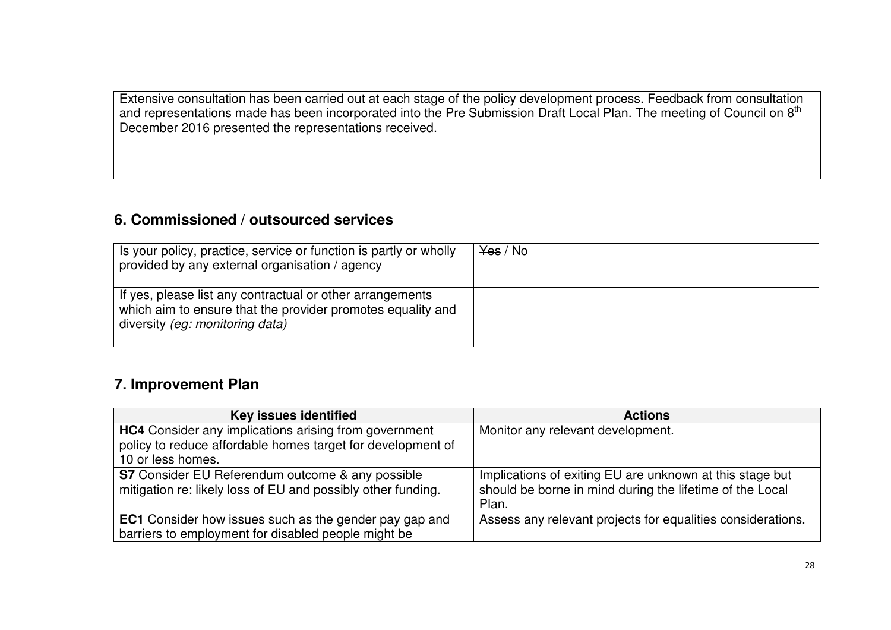| Extensive consultation has been carried out at each stage of the policy development process. Feedback from consultation and representations made has been incorporated into the Pre Submission Draft Local Plan. The meeting of Council on 8th December 2016 presented the representations received. |
|---|

## 6. Commissioned / outsourced services

| Is your policy, practice, service or function is partly or wholly provided by any external organisation / agency | ~~Yes~~ / No |
|---|---|
| If yes, please list any contractual or other arrangements which aim to ensure that the provider promotes equality and diversity *(eg: monitoring data)* | |

## 7. Improvement Plan

| Key issues identified | Actions |
|---|---|
| **HC4** Consider any implications arising from government policy to reduce affordable homes target for development of 10 or less homes. | Monitor any relevant development. |
| **S7** Consider EU Referendum outcome & any possible mitigation re: likely loss of EU and possibly other funding. | Implications of exiting EU are unknown at this stage but should be borne in mind during the lifetime of the Local Plan. |
| **EC1** Consider how issues such as the gender pay gap and barriers to employment for disabled people might be | Assess any relevant projects for equalities considerations. |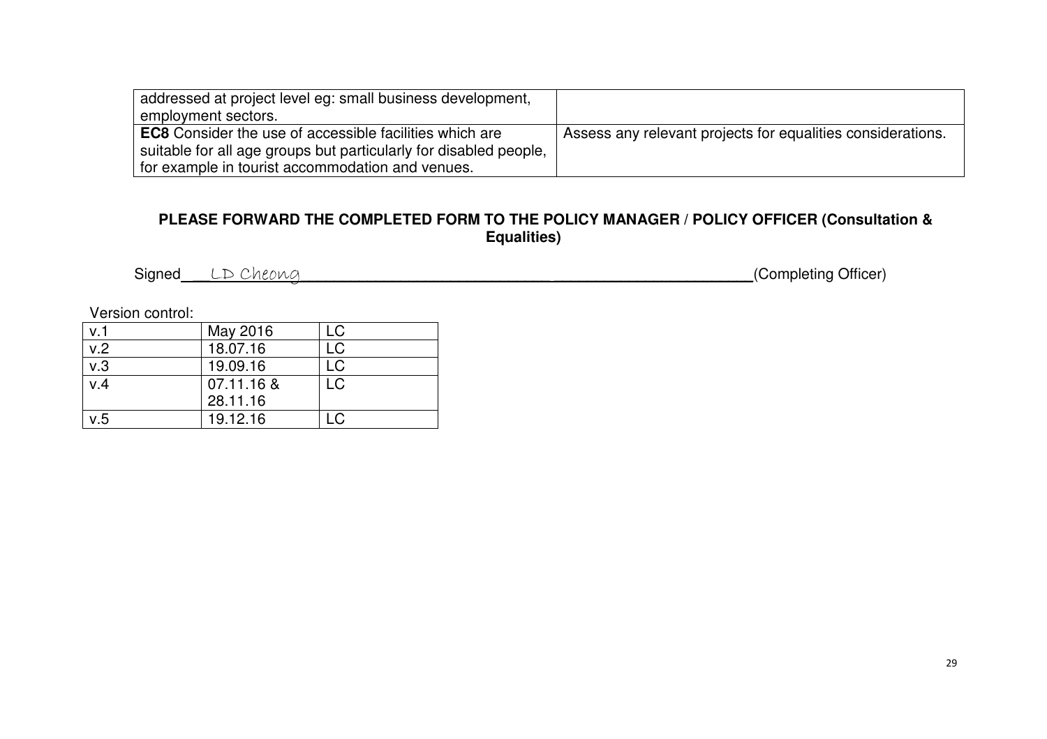| | |
|---|---|
| addressed at project level eg: small business development, employment sectors. | |
| **EC8** Consider the use of accessible facilities which are suitable for all age groups but particularly for disabled people, for example in tourist accommodation and venues. | Assess any relevant projects for equalities considerations. |

**PLEASE FORWARD THE COMPLETED FORM TO THE POLICY MANAGER / POLICY OFFICER (Consultation & Equalities)**

Signed___LD Cheong___________________________________________________(Completing Officer)

Version control:

| | | |
|---|---|---|
| v.1 | May 2016 | LC |
| v.2 | 18.07.16 | LC |
| v.3 | 19.09.16 | LC |
| v.4 | 07.11.16 & 28.11.16 | LC |
| v.5 | 19.12.16 | LC |